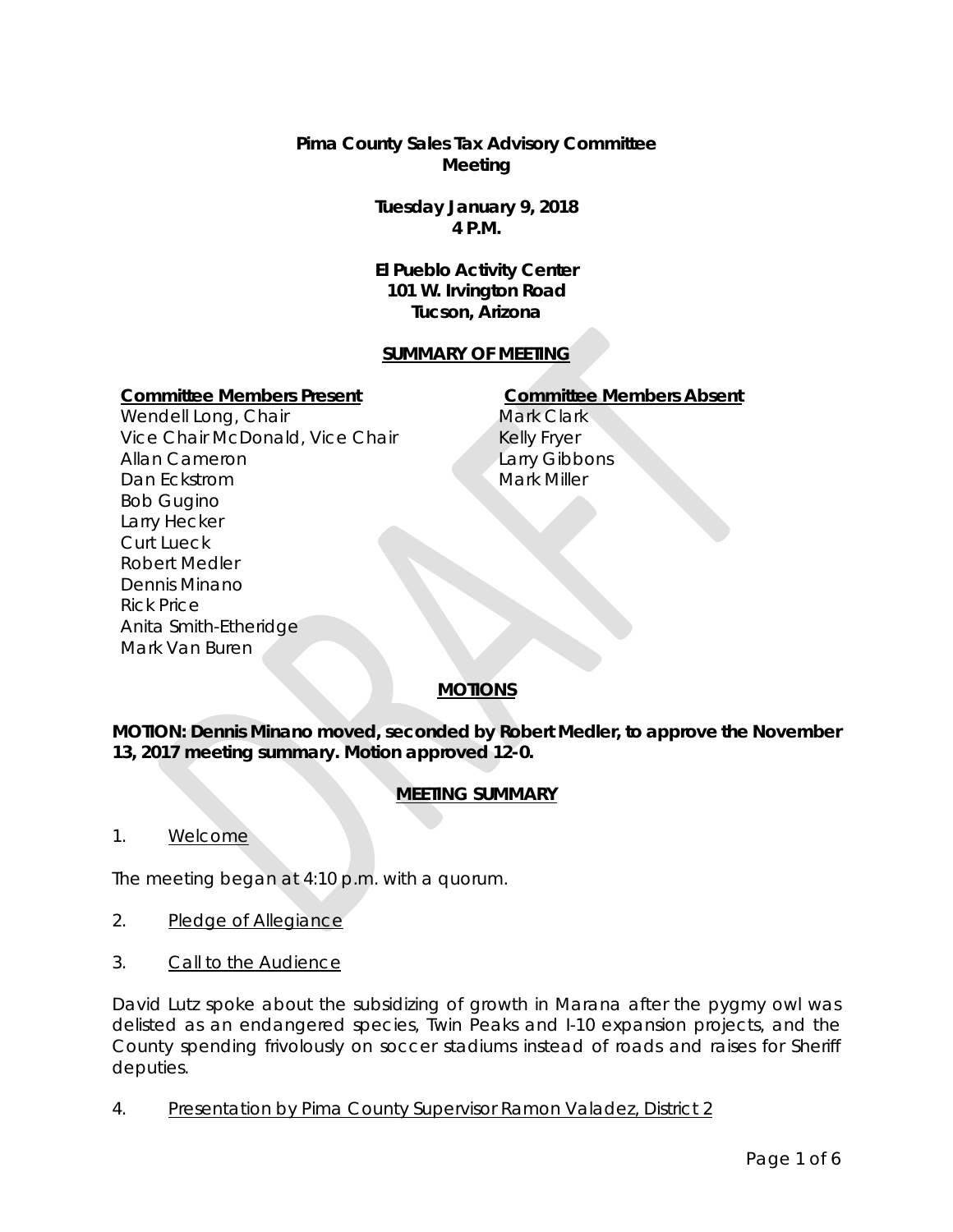**Pima County Sales Tax Advisory Committee**
**Meeting**

**Tuesday January 9, 2018**
**4 P.M.**

**El Pueblo Activity Center**
**101 W. Irvington Road**
**Tucson, Arizona**

## SUMMARY OF MEETING

| Committee Members Present | Committee Members Absent |
|---|---|
| Wendell Long, Chair | Mark Clark |
| Vice Chair McDonald, Vice Chair | Kelly Fryer |
| Allan Cameron | Larry Gibbons |
| Dan Eckstrom | Mark Miller |
| Bob Gugino | |
| Larry Hecker | |
| Curt Lueck | |
| Robert Medler | |
| Dennis Minano | |
| Rick Price | |
| Anita Smith-Etheridge | |
| Mark Van Buren | |

## MOTIONS

**MOTION: Dennis Minano moved, seconded by Robert Medler, to approve the November 13, 2017 meeting summary. Motion approved 12-0.**

## MEETING SUMMARY

1. Welcome

The meeting began at 4:10 p.m. with a quorum.

2. Pledge of Allegiance

3. Call to the Audience

David Lutz spoke about the subsidizing of growth in Marana after the pygmy owl was delisted as an endangered species, Twin Peaks and I-10 expansion projects, and the County spending frivolously on soccer stadiums instead of roads and raises for Sheriff deputies.

4. Presentation by Pima County Supervisor Ramon Valadez, District 2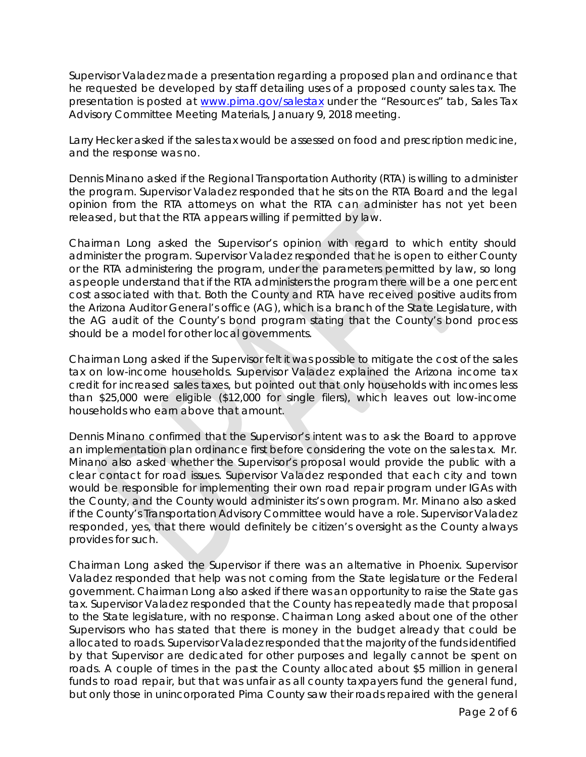Supervisor Valadez made a presentation regarding a proposed plan and ordinance that he requested be developed by staff detailing uses of a proposed county sales tax. The presentation is posted at www.pima.gov/salestax under the "Resources" tab, Sales Tax Advisory Committee Meeting Materials, January 9, 2018 meeting.

Larry Hecker asked if the sales tax would be assessed on food and prescription medicine, and the response was no.

Dennis Minano asked if the Regional Transportation Authority (RTA) is willing to administer the program. Supervisor Valadez responded that he sits on the RTA Board and the legal opinion from the RTA attorneys on what the RTA can administer has not yet been released, but that the RTA appears willing if permitted by law.

Chairman Long asked the Supervisor's opinion with regard to which entity should administer the program. Supervisor Valadez responded that he is open to either County or the RTA administering the program, under the parameters permitted by law, so long as people understand that if the RTA administers the program there will be a one percent cost associated with that. Both the County and RTA have received positive audits from the Arizona Auditor General's office (AG), which is a branch of the State Legislature, with the AG audit of the County's bond program stating that the County's bond process should be a model for other local governments.

Chairman Long asked if the Supervisor felt it was possible to mitigate the cost of the sales tax on low-income households. Supervisor Valadez explained the Arizona income tax credit for increased sales taxes, but pointed out that only households with incomes less than $25,000 were eligible ($12,000 for single filers), which leaves out low-income households who earn above that amount.

Dennis Minano confirmed that the Supervisor's intent was to ask the Board to approve an implementation plan ordinance first before considering the vote on the sales tax. Mr. Minano also asked whether the Supervisor's proposal would provide the public with a clear contact for road issues. Supervisor Valadez responded that each city and town would be responsible for implementing their own road repair program under IGAs with the County, and the County would administer its's own program. Mr. Minano also asked if the County's Transportation Advisory Committee would have a role. Supervisor Valadez responded, yes, that there would definitely be citizen's oversight as the County always provides for such.

Chairman Long asked the Supervisor if there was an alternative in Phoenix. Supervisor Valadez responded that help was not coming from the State legislature or the Federal government. Chairman Long also asked if there was an opportunity to raise the State gas tax. Supervisor Valadez responded that the County has repeatedly made that proposal to the State legislature, with no response. Chairman Long asked about one of the other Supervisors who has stated that there is money in the budget already that could be allocated to roads. Supervisor Valadez responded that the majority of the funds identified by that Supervisor are dedicated for other purposes and legally cannot be spent on roads. A couple of times in the past the County allocated about $5 million in general funds to road repair, but that was unfair as all county taxpayers fund the general fund, but only those in unincorporated Pima County saw their roads repaired with the general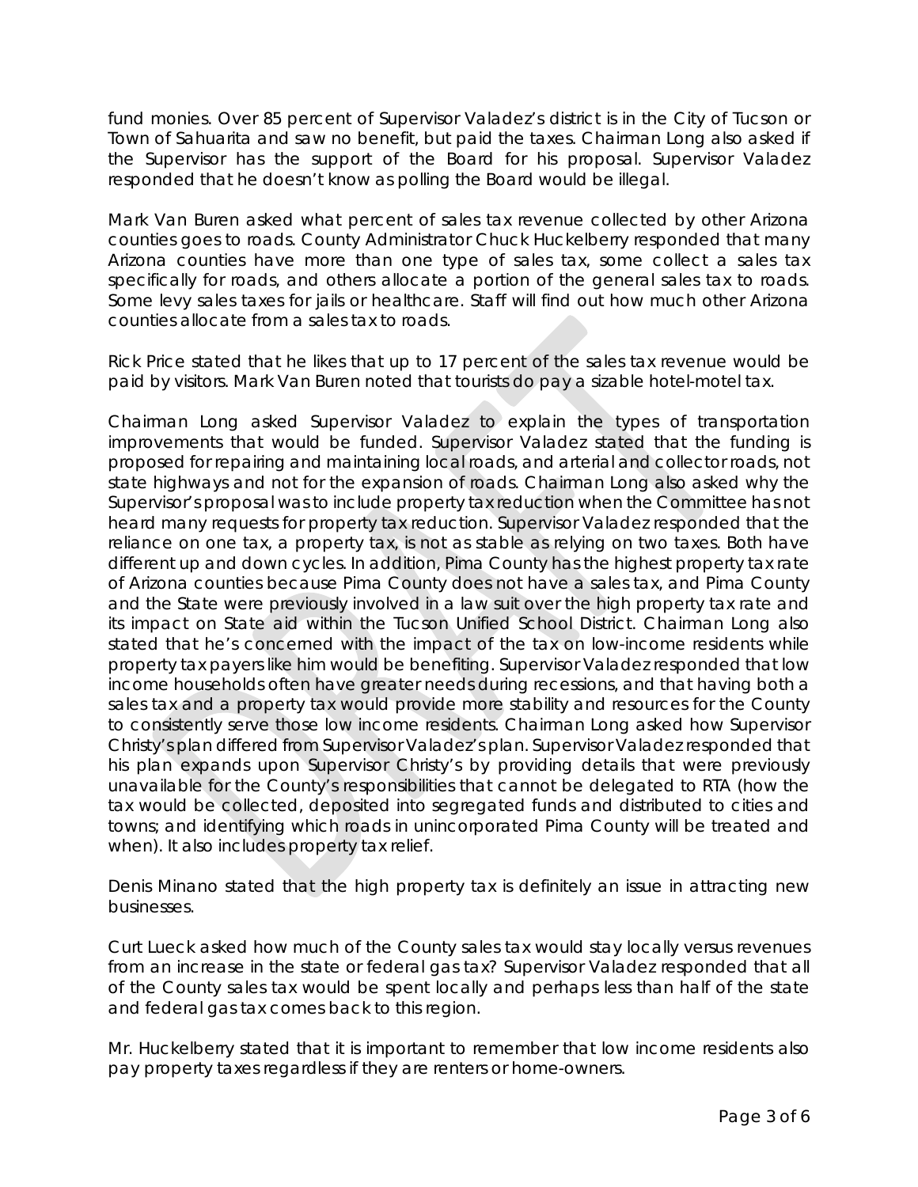fund monies. Over 85 percent of Supervisor Valadez's district is in the City of Tucson or Town of Sahuarita and saw no benefit, but paid the taxes. Chairman Long also asked if the Supervisor has the support of the Board for his proposal. Supervisor Valadez responded that he doesn't know as polling the Board would be illegal.

Mark Van Buren asked what percent of sales tax revenue collected by other Arizona counties goes to roads. County Administrator Chuck Huckelberry responded that many Arizona counties have more than one type of sales tax, some collect a sales tax specifically for roads, and others allocate a portion of the general sales tax to roads. Some levy sales taxes for jails or healthcare. Staff will find out how much other Arizona counties allocate from a sales tax to roads.

Rick Price stated that he likes that up to 17 percent of the sales tax revenue would be paid by visitors. Mark Van Buren noted that tourists do pay a sizable hotel-motel tax.

Chairman Long asked Supervisor Valadez to explain the types of transportation improvements that would be funded. Supervisor Valadez stated that the funding is proposed for repairing and maintaining local roads, and arterial and collector roads, not state highways and not for the expansion of roads. Chairman Long also asked why the Supervisor's proposal was to include property tax reduction when the Committee has not heard many requests for property tax reduction. Supervisor Valadez responded that the reliance on one tax, a property tax, is not as stable as relying on two taxes. Both have different up and down cycles. In addition, Pima County has the highest property tax rate of Arizona counties because Pima County does not have a sales tax, and Pima County and the State were previously involved in a law suit over the high property tax rate and its impact on State aid within the Tucson Unified School District. Chairman Long also stated that he's concerned with the impact of the tax on low-income residents while property tax payers like him would be benefiting. Supervisor Valadez responded that low income households often have greater needs during recessions, and that having both a sales tax and a property tax would provide more stability and resources for the County to consistently serve those low income residents. Chairman Long asked how Supervisor Christy's plan differed from Supervisor Valadez's plan. Supervisor Valadez responded that his plan expands upon Supervisor Christy's by providing details that were previously unavailable for the County's responsibilities that cannot be delegated to RTA (how the tax would be collected, deposited into segregated funds and distributed to cities and towns; and identifying which roads in unincorporated Pima County will be treated and when). It also includes property tax relief.

Denis Minano stated that the high property tax is definitely an issue in attracting new businesses.

Curt Lueck asked how much of the County sales tax would stay locally versus revenues from an increase in the state or federal gas tax? Supervisor Valadez responded that all of the County sales tax would be spent locally and perhaps less than half of the state and federal gas tax comes back to this region.

Mr. Huckelberry stated that it is important to remember that low income residents also pay property taxes regardless if they are renters or home-owners.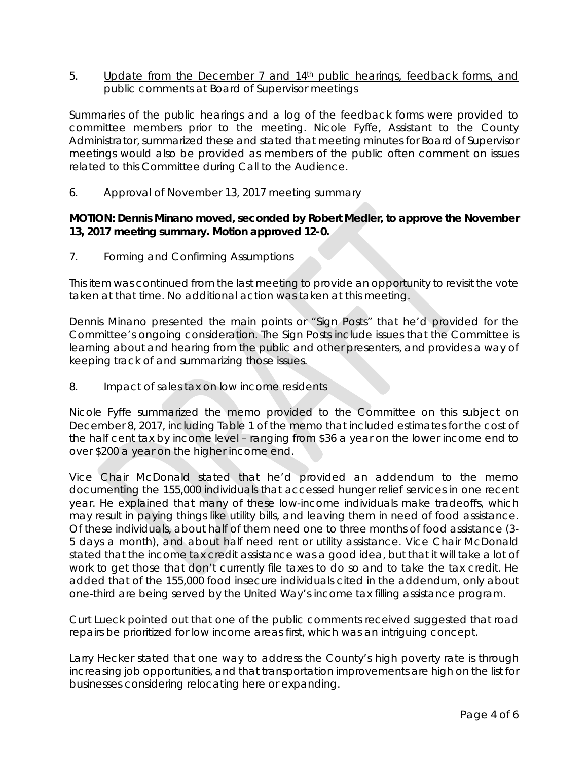5. Update from the December 7 and 14th public hearings, feedback forms, and public comments at Board of Supervisor meetings

Summaries of the public hearings and a log of the feedback forms were provided to committee members prior to the meeting. Nicole Fyffe, Assistant to the County Administrator, summarized these and stated that meeting minutes for Board of Supervisor meetings would also be provided as members of the public often comment on issues related to this Committee during Call to the Audience.

6. Approval of November 13, 2017 meeting summary

**MOTION: Dennis Minano moved, seconded by Robert Medler, to approve the November 13, 2017 meeting summary. Motion approved 12-0.**

7. Forming and Confirming Assumptions

This item was continued from the last meeting to provide an opportunity to revisit the vote taken at that time. No additional action was taken at this meeting.

Dennis Minano presented the main points or "Sign Posts" that he'd provided for the Committee's ongoing consideration. The Sign Posts include issues that the Committee is learning about and hearing from the public and other presenters, and provides a way of keeping track of and summarizing those issues.

8. Impact of sales tax on low income residents

Nicole Fyffe summarized the memo provided to the Committee on this subject on December 8, 2017, including Table 1 of the memo that included estimates for the cost of the half cent tax by income level – ranging from $36 a year on the lower income end to over $200 a year on the higher income end.

Vice Chair McDonald stated that he'd provided an addendum to the memo documenting the 155,000 individuals that accessed hunger relief services in one recent year. He explained that many of these low-income individuals make tradeoffs, which may result in paying things like utility bills, and leaving them in need of food assistance. Of these individuals, about half of them need one to three months of food assistance (3-5 days a month), and about half need rent or utility assistance. Vice Chair McDonald stated that the income tax credit assistance was a good idea, but that it will take a lot of work to get those that don't currently file taxes to do so and to take the tax credit. He added that of the 155,000 food insecure individuals cited in the addendum, only about one-third are being served by the United Way's income tax filling assistance program.

Curt Lueck pointed out that one of the public comments received suggested that road repairs be prioritized for low income areas first, which was an intriguing concept.

Larry Hecker stated that one way to address the County's high poverty rate is through increasing job opportunities, and that transportation improvements are high on the list for businesses considering relocating here or expanding.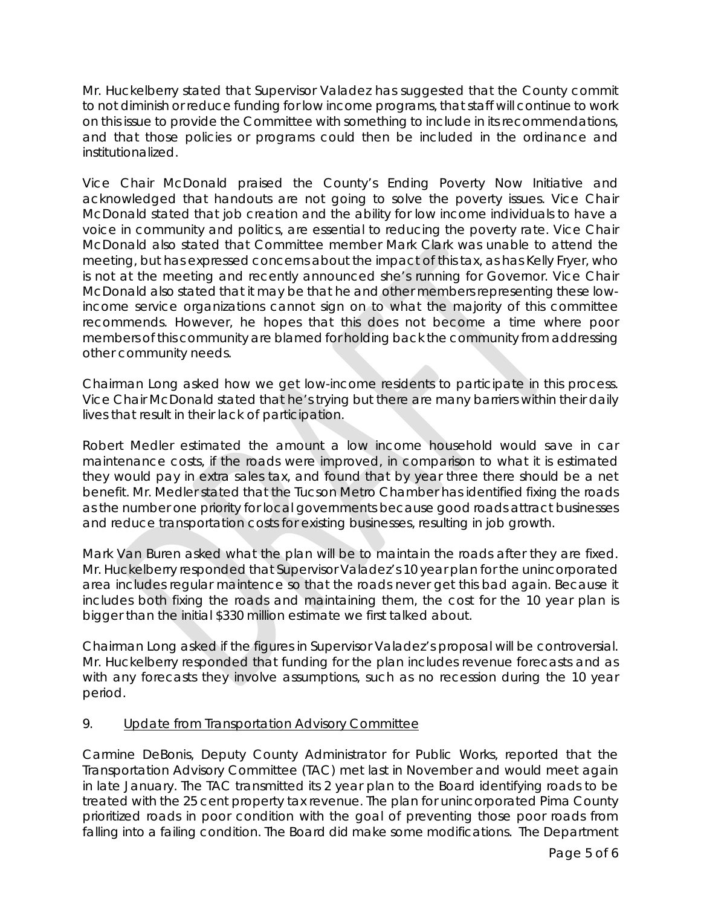Mr. Huckelberry stated that Supervisor Valadez has suggested that the County commit to not diminish or reduce funding for low income programs, that staff will continue to work on this issue to provide the Committee with something to include in its recommendations, and that those policies or programs could then be included in the ordinance and institutionalized.

Vice Chair McDonald praised the County's Ending Poverty Now Initiative and acknowledged that handouts are not going to solve the poverty issues. Vice Chair McDonald stated that job creation and the ability for low income individuals to have a voice in community and politics, are essential to reducing the poverty rate. Vice Chair McDonald also stated that Committee member Mark Clark was unable to attend the meeting, but has expressed concerns about the impact of this tax, as has Kelly Fryer, who is not at the meeting and recently announced she's running for Governor. Vice Chair McDonald also stated that it may be that he and other members representing these low-income service organizations cannot sign on to what the majority of this committee recommends. However, he hopes that this does not become a time where poor members of this community are blamed for holding back the community from addressing other community needs.

Chairman Long asked how we get low-income residents to participate in this process. Vice Chair McDonald stated that he's trying but there are many barriers within their daily lives that result in their lack of participation.

Robert Medler estimated the amount a low income household would save in car maintenance costs, if the roads were improved, in comparison to what it is estimated they would pay in extra sales tax, and found that by year three there should be a net benefit. Mr. Medler stated that the Tucson Metro Chamber has identified fixing the roads as the number one priority for local governments because good roads attract businesses and reduce transportation costs for existing businesses, resulting in job growth.

Mark Van Buren asked what the plan will be to maintain the roads after they are fixed. Mr. Huckelberry responded that Supervisor Valadez's 10 year plan for the unincorporated area includes regular maintence so that the roads never get this bad again. Because it includes both fixing the roads and maintaining them, the cost for the 10 year plan is bigger than the initial $330 million estimate we first talked about.

Chairman Long asked if the figures in Supervisor Valadez's proposal will be controversial. Mr. Huckelberry responded that funding for the plan includes revenue forecasts and as with any forecasts they involve assumptions, such as no recession during the 10 year period.

9. Update from Transportation Advisory Committee

Carmine DeBonis, Deputy County Administrator for Public Works, reported that the Transportation Advisory Committee (TAC) met last in November and would meet again in late January. The TAC transmitted its 2 year plan to the Board identifying roads to be treated with the 25 cent property tax revenue. The plan for unincorporated Pima County prioritized roads in poor condition with the goal of preventing those poor roads from falling into a failing condition. The Board did make some modifications. The Department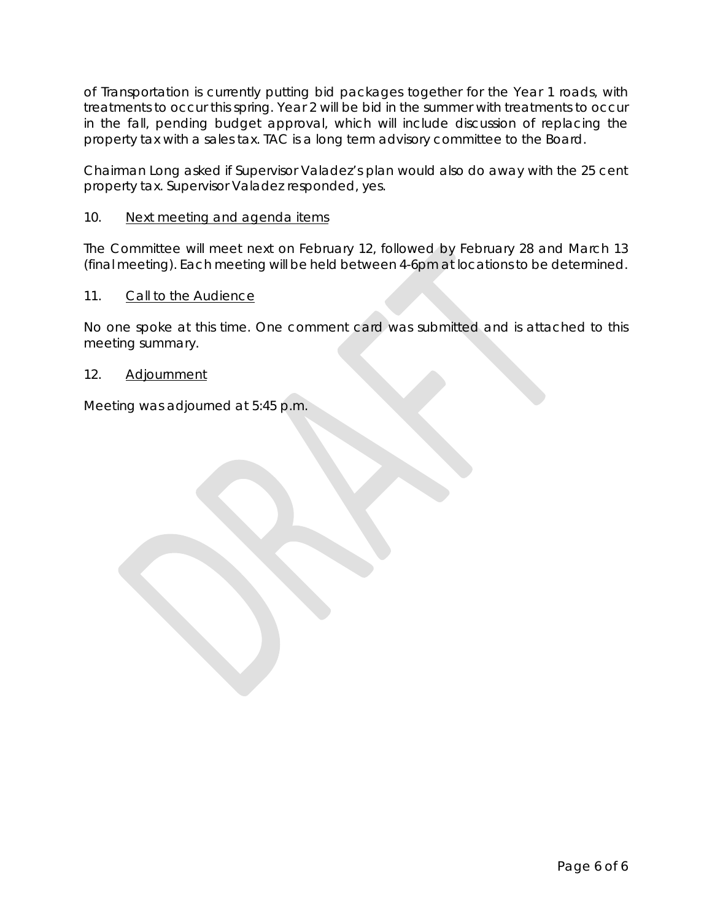of Transportation is currently putting bid packages together for the Year 1 roads, with treatments to occur this spring. Year 2 will be bid in the summer with treatments to occur in the fall, pending budget approval, which will include discussion of replacing the property tax with a sales tax. TAC is a long term advisory committee to the Board.

Chairman Long asked if Supervisor Valadez's plan would also do away with the 25 cent property tax. Supervisor Valadez responded, yes.

10. Next meeting and agenda items

The Committee will meet next on February 12, followed by February 28 and March 13 (final meeting). Each meeting will be held between 4-6pm at locations to be determined.

11. Call to the Audience

No one spoke at this time. One comment card was submitted and is attached to this meeting summary.

12. Adjournment

Meeting was adjourned at 5:45 p.m.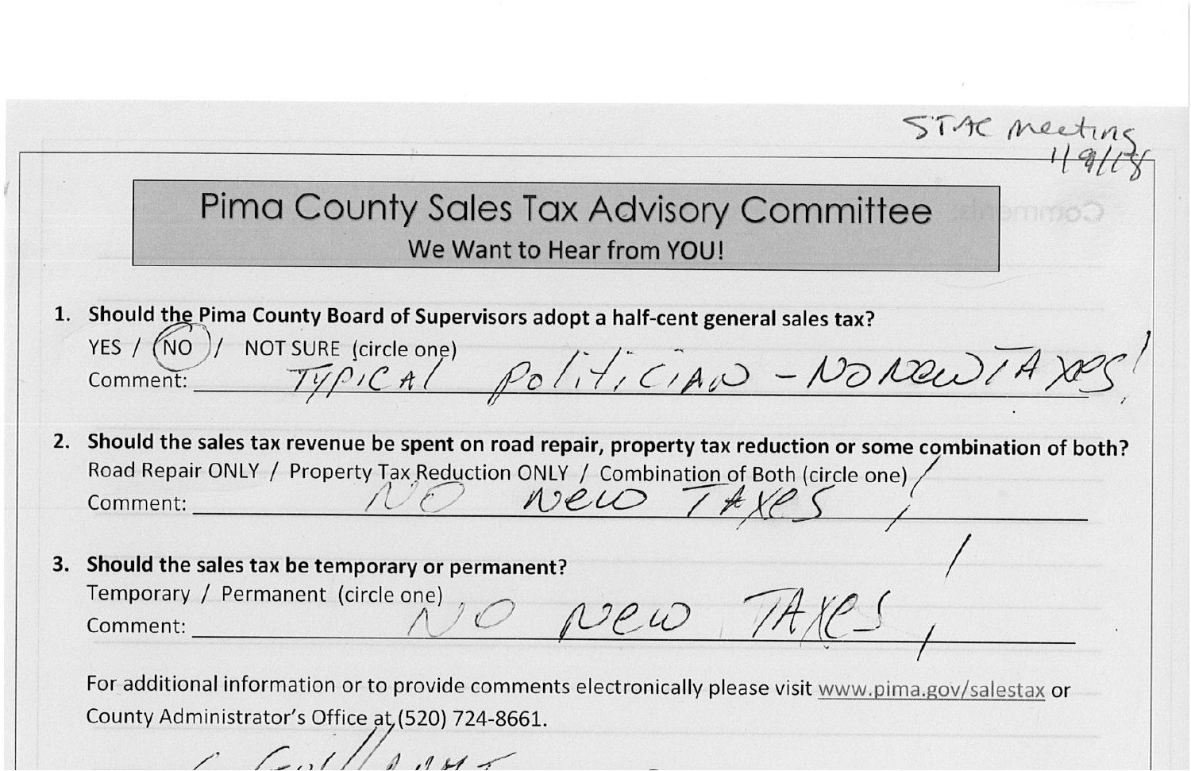STAC meeting 1/9/18

# Pima County Sales Tax Advisory Committee

**We Want to Hear from YOU!**

1. **Should the Pima County Board of Supervisors adopt a half-cent general sales tax?**
   YES / (NO) / NOT SURE (circle one)
   Comment: TYPICAL POLITICIAN - NO NEW TAXES!

2. **Should the sales tax revenue be spent on road repair, property tax reduction or some combination of both?**
   Road Repair ONLY / Property Tax Reduction ONLY / Combination of Both (circle one)
   Comment: NO NEW TAXES!

3. **Should the sales tax be temporary or permanent?**
   Temporary / Permanent (circle one)
   Comment: NO NEW TAXES!

For additional information or to provide comments electronically please visit www.pima.gov/salestax or County Administrator's Office at (520) 724-8661.